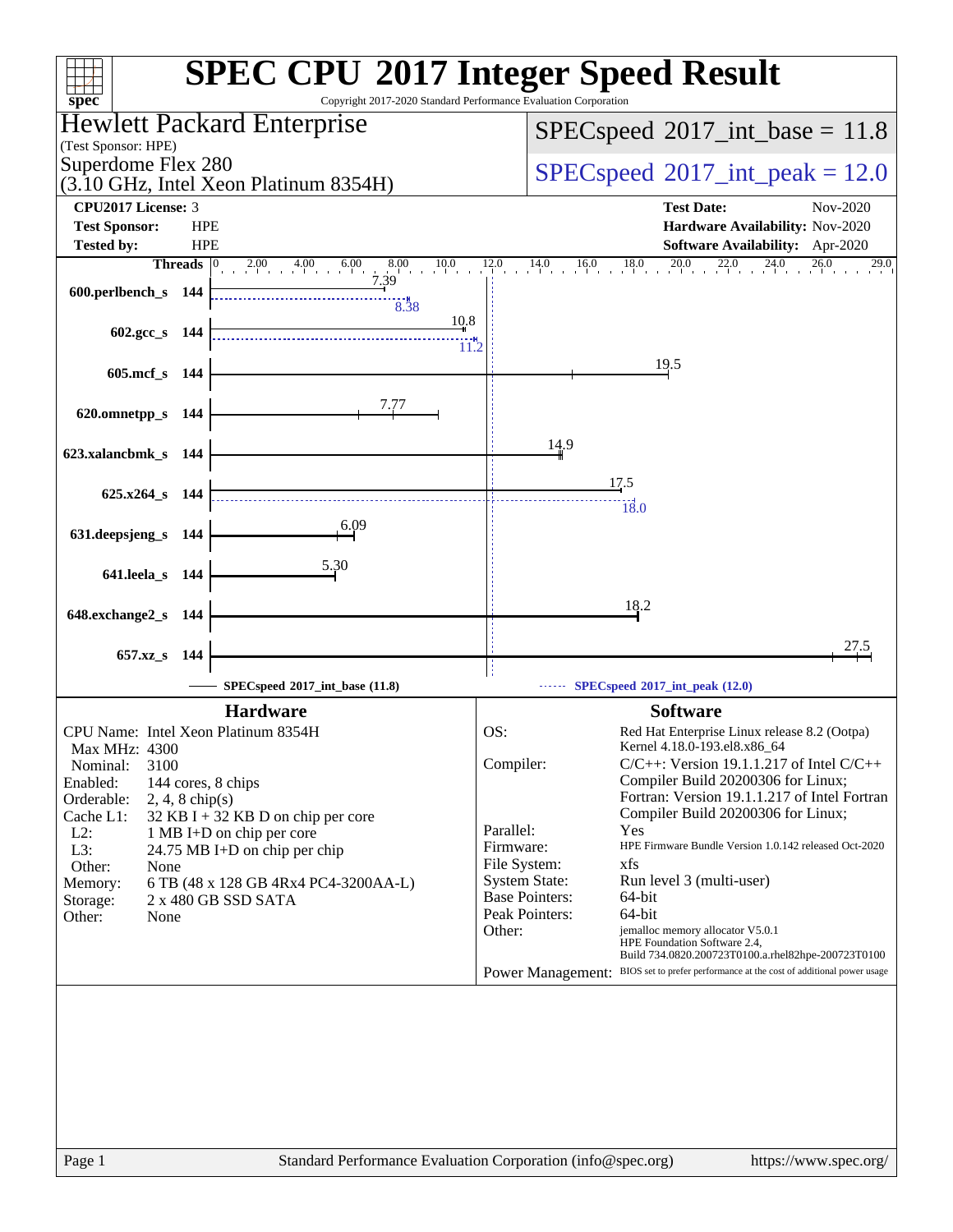# SPEC CPU 2017 Integer Speed Result

Copyright 2017-2020 Standard Performance Evaluation Corporation

**Hewlett Packard Enterprise**
(Test Sponsor: HPE)
Superdome Flex 280
(3.10 GHz, Intel Xeon Platinum 8354H)

SPECspeed 2017_int_base = 11.8

SPECspeed 2017_int_peak = 12.0

| | | | |
|---|---|---|---|
| **CPU2017 License:** | 3 | **Test Date:** | Nov-2020 |
| **Test Sponsor:** | HPE | **Hardware Availability:** | Nov-2020 |
| **Tested by:** | HPE | **Software Availability:** | Apr-2020 |

| Benchmark | Threads | Base | Peak |
|---|---|---|---|
| 600.perlbench_s | 144 | 7.39 | 8.38 |
| 602.gcc_s | 144 | 10.8 | 11.2 |
| 605.mcf_s | 144 | 19.5 | |
| 620.omnetpp_s | 144 | 7.77 | |
| 623.xalancbmk_s | 144 | 14.9 | |
| 625.x264_s | 144 | 17.5 | 18.0 |
| 631.deepsjeng_s | 144 | 6.09 | |
| 641.leela_s | 144 | 5.30 | |
| 648.exchange2_s | 144 | 18.2 | |
| 657.xz_s | 144 | 27.5 | |

SPECspeed 2017_int_base (11.8) — SPECspeed 2017_int_peak (12.0)

## Hardware

| | |
|---|---|
| CPU Name: | Intel Xeon Platinum 8354H |
| Max MHz: | 4300 |
| Nominal: | 3100 |
| Enabled: | 144 cores, 8 chips |
| Orderable: | 2, 4, 8 chip(s) |
| Cache L1: | 32 KB I + 32 KB D on chip per core |
| L2: | 1 MB I+D on chip per core |
| L3: | 24.75 MB I+D on chip per chip |
| Other: | None |
| Memory: | 6 TB (48 x 128 GB 4Rx4 PC4-3200AA-L) |
| Storage: | 2 x 480 GB SSD SATA |
| Other: | None |

## Software

| | |
|---|---|
| OS: | Red Hat Enterprise Linux release 8.2 (Ootpa) Kernel 4.18.0-193.el8.x86_64 |
| Compiler: | C/C++: Version 19.1.1.217 of Intel C/C++ Compiler Build 20200306 for Linux; Fortran: Version 19.1.1.217 of Intel Fortran Compiler Build 20200306 for Linux; |
| Parallel: | Yes |
| Firmware: | HPE Firmware Bundle Version 1.0.142 released Oct-2020 |
| File System: | xfs |
| System State: | Run level 3 (multi-user) |
| Base Pointers: | 64-bit |
| Peak Pointers: | 64-bit |
| Other: | jemalloc memory allocator V5.0.1 HPE Foundation Software 2.4, Build 734.0820.200723T0100.a.rhel82hpe-200723T0100 |
| Power Management: | BIOS set to prefer performance at the cost of additional power usage |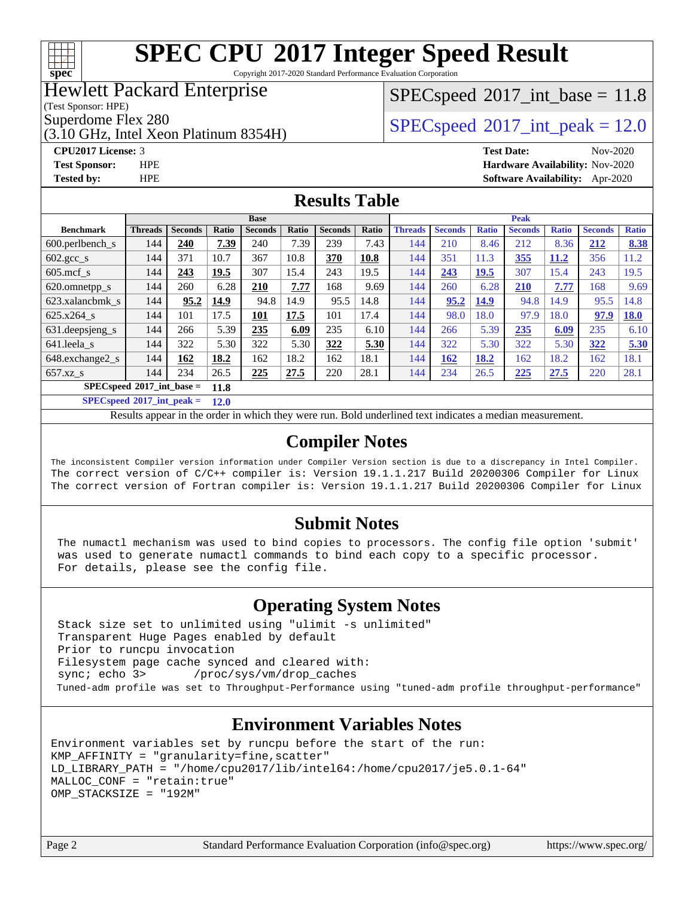# SPEC CPU 2017 Integer Speed Result

Copyright 2017-2020 Standard Performance Evaluation Corporation

**Hewlett Packard Enterprise**
(Test Sponsor: HPE)
Superdome Flex 280
(3.10 GHz, Intel Xeon Platinum 8354H)

SPECspeed 2017_int_base = 11.8

SPECspeed 2017_int_peak = 12.0

**CPU2017 License:** 3
**Test Sponsor:** HPE
**Tested by:** HPE

**Test Date:** Nov-2020
**Hardware Availability:** Nov-2020
**Software Availability:** Apr-2020

## Results Table

| Benchmark | Base | | | | | | | Peak | | | | | | |
|---|---|---|---|---|---|---|---|---|---|---|---|---|---|---|
| | Threads | Seconds | Ratio | Seconds | Ratio | Seconds | Ratio | Threads | Seconds | Ratio | Seconds | Ratio | Seconds | Ratio |
| 600.perlbench_s | 144 | **240** | **7.39** | 240 | 7.39 | 239 | 7.43 | 144 | 210 | 8.46 | 212 | 8.36 | **212** | **8.38** |
| 602.gcc_s | 144 | 371 | 10.7 | 367 | 10.8 | **370** | **10.8** | 144 | 351 | 11.3 | **355** | **11.2** | 356 | 11.2 |
| 605.mcf_s | 144 | **243** | **19.5** | 307 | 15.4 | 243 | 19.5 | 144 | **243** | **19.5** | 307 | 15.4 | 243 | 19.5 |
| 620.omnetpp_s | 144 | 260 | 6.28 | **210** | **7.77** | 168 | 9.69 | 144 | 260 | 6.28 | **210** | **7.77** | 168 | 9.69 |
| 623.xalancbmk_s | 144 | **95.2** | **14.9** | 94.8 | 14.9 | 95.5 | 14.8 | 144 | **95.2** | **14.9** | 94.8 | 14.9 | 95.5 | 14.8 |
| 625.x264_s | 144 | 101 | 17.5 | **101** | **17.5** | 101 | 17.4 | 144 | 98.0 | 18.0 | 97.9 | 18.0 | **97.9** | **18.0** |
| 631.deepsjeng_s | 144 | 266 | 5.39 | **235** | **6.09** | 235 | 6.10 | 144 | 266 | 5.39 | **235** | **6.09** | 235 | 6.10 |
| 641.leela_s | 144 | 322 | 5.30 | 322 | 5.30 | **322** | **5.30** | 144 | 322 | 5.30 | 322 | 5.30 | **322** | **5.30** |
| 648.exchange2_s | 144 | **162** | **18.2** | 162 | 18.2 | 162 | 18.1 | 144 | **162** | **18.2** | 162 | 18.2 | 162 | 18.1 |
| 657.xz_s | 144 | 234 | 26.5 | **225** | **27.5** | 220 | 28.1 | 144 | 234 | 26.5 | **225** | **27.5** | 220 | 28.1 |

**SPECspeed 2017_int_base = 11.8**

**SPECspeed 2017_int_peak = 12.0**

Results appear in the order in which they were run. Bold underlined text indicates a median measurement.

## Compiler Notes

```
The inconsistent Compiler version information under Compiler Version section is due to a discrepancy in Intel Compiler.
The correct version of C/C++ compiler is: Version 19.1.1.217 Build 20200306 Compiler for Linux
The correct version of Fortran compiler is: Version 19.1.1.217 Build 20200306 Compiler for Linux
```

## Submit Notes

```
The numactl mechanism was used to bind copies to processors. The config file option 'submit'
was used to generate numactl commands to bind each copy to a specific processor.
For details, please see the config file.
```

## Operating System Notes

```
Stack size set to unlimited using "ulimit -s unlimited"
Transparent Huge Pages enabled by default
Prior to runcpu invocation
Filesystem page cache synced and cleared with:
sync; echo 3>       /proc/sys/vm/drop_caches
Tuned-adm profile was set to Throughput-Performance using "tuned-adm profile throughput-performance"
```

## Environment Variables Notes

```
Environment variables set by runcpu before the start of the run:
KMP_AFFINITY = "granularity=fine,scatter"
LD_LIBRARY_PATH = "/home/cpu2017/lib/intel64:/home/cpu2017/je5.0.1-64"
MALLOC_CONF = "retain:true"
OMP_STACKSIZE = "192M"
```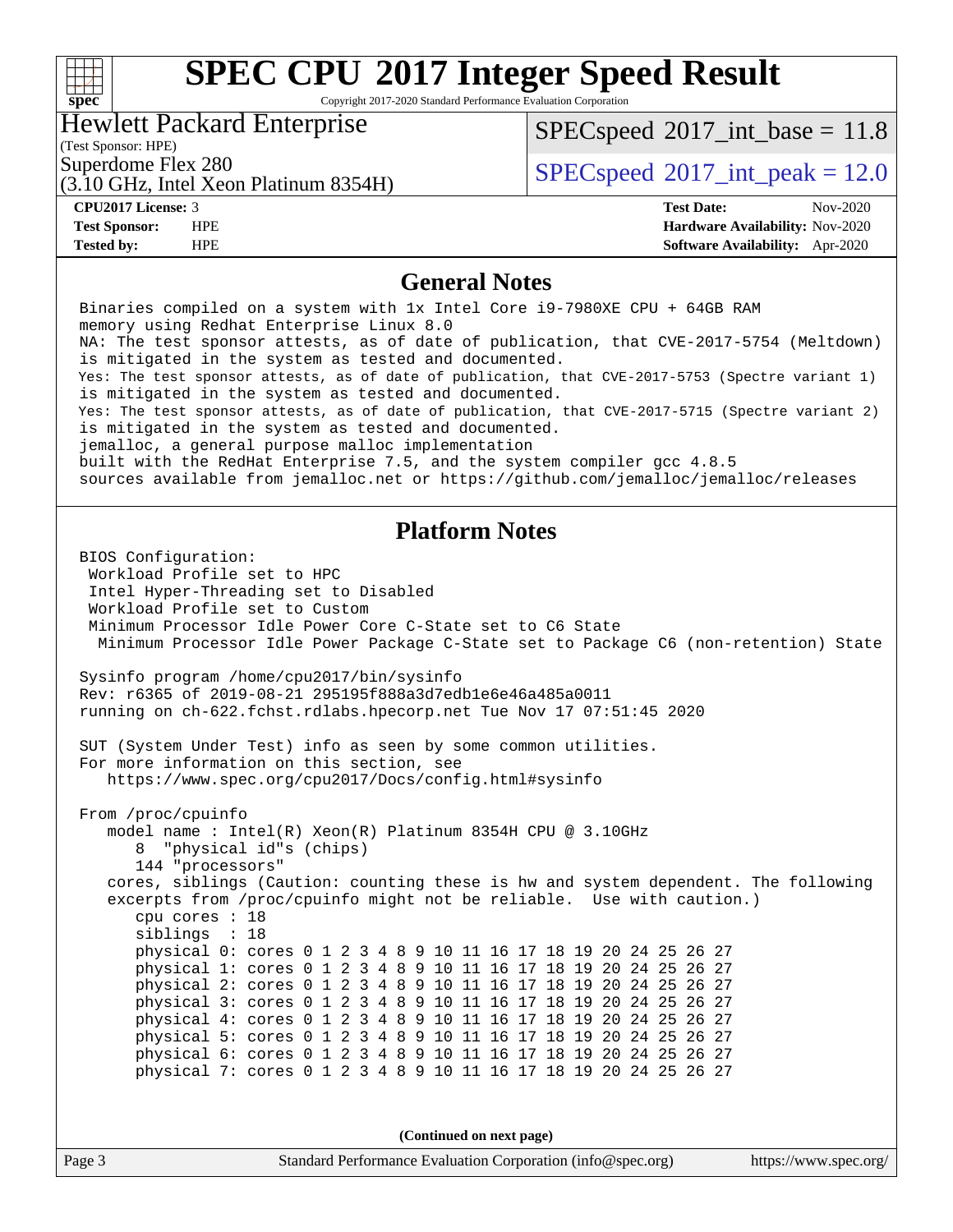# SPEC CPU 2017 Integer Speed Result

Copyright 2017-2020 Standard Performance Evaluation Corporation

**Hewlett Packard Enterprise**
(Test Sponsor: HPE)

Superdome Flex 280
(3.10 GHz, Intel Xeon Platinum 8354H)

SPECspeed 2017_int_base = 11.8

SPECspeed 2017_int_peak = 12.0

| | | | |
|---|---|---|---|
| **CPU2017 License:** | 3 | **Test Date:** | Nov-2020 |
| **Test Sponsor:** | HPE | **Hardware Availability:** | Nov-2020 |
| **Tested by:** | HPE | **Software Availability:** | Apr-2020 |

## General Notes

```
Binaries compiled on a system with 1x Intel Core i9-7980XE CPU + 64GB RAM
memory using Redhat Enterprise Linux 8.0
NA: The test sponsor attests, as of date of publication, that CVE-2017-5754 (Meltdown)
is mitigated in the system as tested and documented.
Yes: The test sponsor attests, as of date of publication, that CVE-2017-5753 (Spectre variant 1)
is mitigated in the system as tested and documented.
Yes: The test sponsor attests, as of date of publication, that CVE-2017-5715 (Spectre variant 2)
is mitigated in the system as tested and documented.
jemalloc, a general purpose malloc implementation
built with the RedHat Enterprise 7.5, and the system compiler gcc 4.8.5
sources available from jemalloc.net or https://github.com/jemalloc/jemalloc/releases
```

## Platform Notes

```
BIOS Configuration:
 Workload Profile set to HPC
 Intel Hyper-Threading set to Disabled
 Workload Profile set to Custom
 Minimum Processor Idle Power Core C-State set to C6 State
  Minimum Processor Idle Power Package C-State set to Package C6 (non-retention) State

Sysinfo program /home/cpu2017/bin/sysinfo
Rev: r6365 of 2019-08-21 295195f888a3d7edb1e6e46a485a0011
running on ch-622.fchst.rdlabs.hpecorp.net Tue Nov 17 07:51:45 2020

SUT (System Under Test) info as seen by some common utilities.
For more information on this section, see
   https://www.spec.org/cpu2017/Docs/config.html#sysinfo

From /proc/cpuinfo
   model name : Intel(R) Xeon(R) Platinum 8354H CPU @ 3.10GHz
      8  "physical id"s (chips)
      144 "processors"
   cores, siblings (Caution: counting these is hw and system dependent. The following
   excerpts from /proc/cpuinfo might not be reliable.  Use with caution.)
      cpu cores : 18
      siblings  : 18
      physical 0: cores 0 1 2 3 4 8 9 10 11 16 17 18 19 20 24 25 26 27
      physical 1: cores 0 1 2 3 4 8 9 10 11 16 17 18 19 20 24 25 26 27
      physical 2: cores 0 1 2 3 4 8 9 10 11 16 17 18 19 20 24 25 26 27
      physical 3: cores 0 1 2 3 4 8 9 10 11 16 17 18 19 20 24 25 26 27
      physical 4: cores 0 1 2 3 4 8 9 10 11 16 17 18 19 20 24 25 26 27
      physical 5: cores 0 1 2 3 4 8 9 10 11 16 17 18 19 20 24 25 26 27
      physical 6: cores 0 1 2 3 4 8 9 10 11 16 17 18 19 20 24 25 26 27
      physical 7: cores 0 1 2 3 4 8 9 10 11 16 17 18 19 20 24 25 26 27
```

**(Continued on next page)**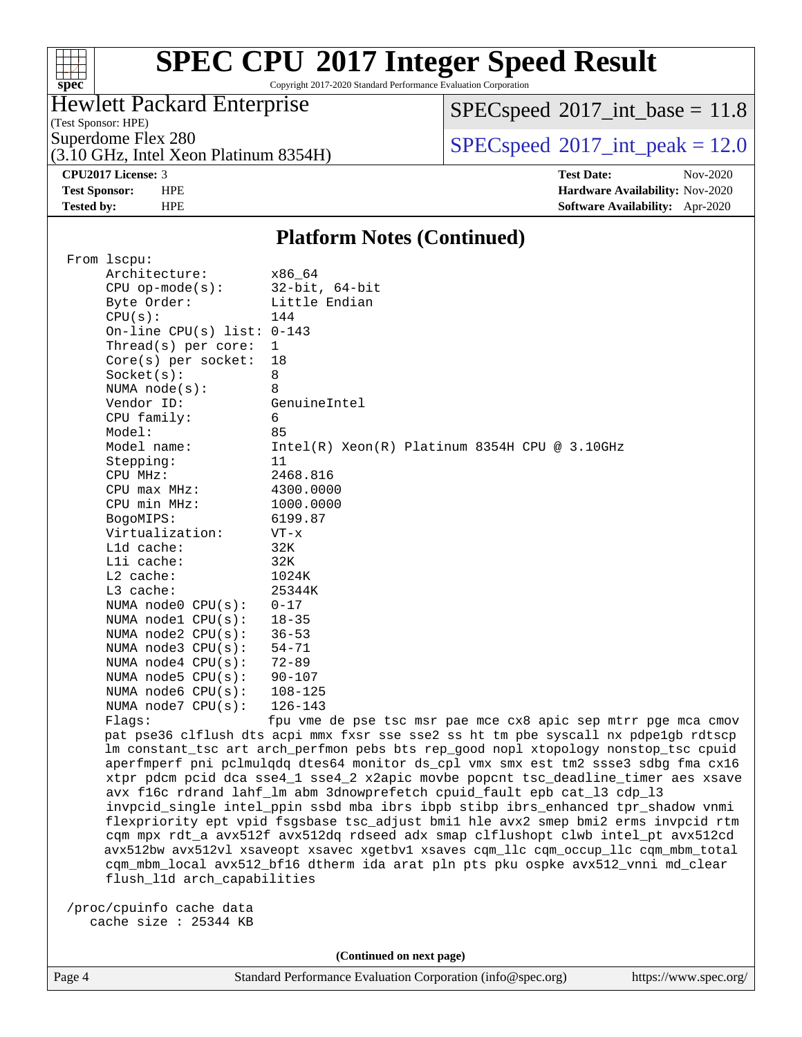## Platform Notes (Continued)

```
From lscpu:
     Architecture:        x86_64
     CPU op-mode(s):      32-bit, 64-bit
     Byte Order:          Little Endian
     CPU(s):              144
     On-line CPU(s) list: 0-143
     Thread(s) per core:  1
     Core(s) per socket:  18
     Socket(s):           8
     NUMA node(s):        8
     Vendor ID:           GenuineIntel
     CPU family:          6
     Model:               85
     Model name:          Intel(R) Xeon(R) Platinum 8354H CPU @ 3.10GHz
     Stepping:            11
     CPU MHz:             2468.816
     CPU max MHz:         4300.0000
     CPU min MHz:         1000.0000
     BogoMIPS:            6199.87
     Virtualization:      VT-x
     L1d cache:           32K
     L1i cache:           32K
     L2 cache:            1024K
     L3 cache:            25344K
     NUMA node0 CPU(s):   0-17
     NUMA node1 CPU(s):   18-35
     NUMA node2 CPU(s):   36-53
     NUMA node3 CPU(s):   54-71
     NUMA node4 CPU(s):   72-89
     NUMA node5 CPU(s):   90-107
     NUMA node6 CPU(s):   108-125
     NUMA node7 CPU(s):   126-143
     Flags:               fpu vme de pse tsc msr pae mce cx8 apic sep mtrr pge mca cmov
     pat pse36 clflush dts acpi mmx fxsr sse sse2 ss ht tm pbe syscall nx pdpe1gb rdtscp
     lm constant_tsc art arch_perfmon pebs bts rep_good nopl xtopology nonstop_tsc cpuid
     aperfmperf pni pclmulqdq dtes64 monitor ds_cpl vmx smx est tm2 ssse3 sdbg fma cx16
     xtpr pdcm pcid dca sse4_1 sse4_2 x2apic movbe popcnt tsc_deadline_timer aes xsave
     avx f16c rdrand lahf_lm abm 3dnowprefetch cpuid_fault epb cat_l3 cdp_l3
     invpcid_single intel_ppin ssbd mba ibrs ibpb stibp ibrs_enhanced tpr_shadow vnmi
     flexpriority ept vpid fsgsbase tsc_adjust bmi1 hle avx2 smep bmi2 erms invpcid rtm
     cqm mpx rdt_a avx512f avx512dq rdseed adx smap clflushopt clwb intel_pt avx512cd
     avx512bw avx512vl xsaveopt xsavec xgetbv1 xsaves cqm_llc cqm_occup_llc cqm_mbm_total
     cqm_mbm_local avx512_bf16 dtherm ida arat pln pts pku ospke avx512_vnni md_clear
     flush_l1d arch_capabilities

 /proc/cpuinfo cache data
    cache size : 25344 KB
```

(Continued on next page)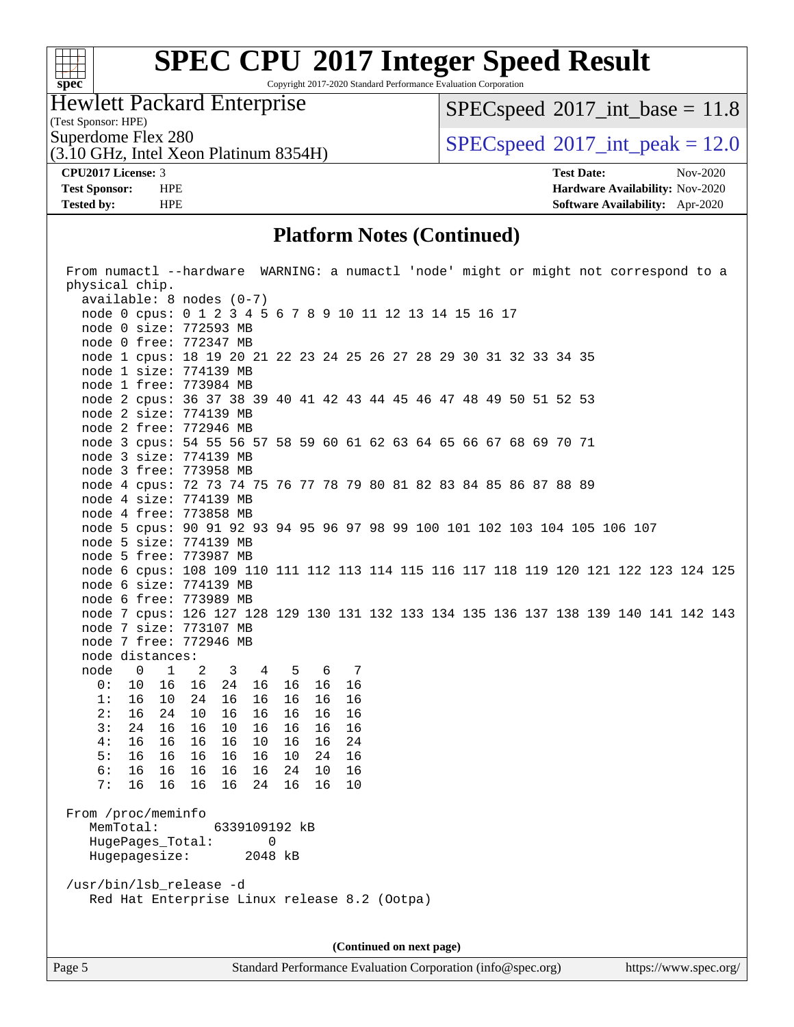## Platform Notes (Continued)

```
From numactl --hardware  WARNING: a numactl 'node' might or might not correspond to a
physical chip.
  available: 8 nodes (0-7)
  node 0 cpus: 0 1 2 3 4 5 6 7 8 9 10 11 12 13 14 15 16 17
  node 0 size: 772593 MB
  node 0 free: 772347 MB
  node 1 cpus: 18 19 20 21 22 23 24 25 26 27 28 29 30 31 32 33 34 35
  node 1 size: 774139 MB
  node 1 free: 773984 MB
  node 2 cpus: 36 37 38 39 40 41 42 43 44 45 46 47 48 49 50 51 52 53
  node 2 size: 774139 MB
  node 2 free: 772946 MB
  node 3 cpus: 54 55 56 57 58 59 60 61 62 63 64 65 66 67 68 69 70 71
  node 3 size: 774139 MB
  node 3 free: 773958 MB
  node 4 cpus: 72 73 74 75 76 77 78 79 80 81 82 83 84 85 86 87 88 89
  node 4 size: 774139 MB
  node 4 free: 773858 MB
  node 5 cpus: 90 91 92 93 94 95 96 97 98 99 100 101 102 103 104 105 106 107
  node 5 size: 774139 MB
  node 5 free: 773987 MB
  node 6 cpus: 108 109 110 111 112 113 114 115 116 117 118 119 120 121 122 123 124 125
  node 6 size: 774139 MB
  node 6 free: 773989 MB
  node 7 cpus: 126 127 128 129 130 131 132 133 134 135 136 137 138 139 140 141 142 143
  node 7 size: 773107 MB
  node 7 free: 772946 MB
  node distances:
  node   0   1   2   3   4   5   6   7
    0:  10  16  16  24  16  16  16  16
    1:  16  10  24  16  16  16  16  16
    2:  16  24  10  16  16  16  16  16
    3:  24  16  16  10  16  16  16  16
    4:  16  16  16  16  10  16  16  24
    5:  16  16  16  16  16  10  24  16
    6:  16  16  16  16  16  24  10  16
    7:  16  16  16  16  24  16  16  10

From /proc/meminfo
   MemTotal:       6339109192 kB
   HugePages_Total:        0
   Hugepagesize:        2048 kB

/usr/bin/lsb_release -d
   Red Hat Enterprise Linux release 8.2 (Ootpa)
```

(Continued on next page)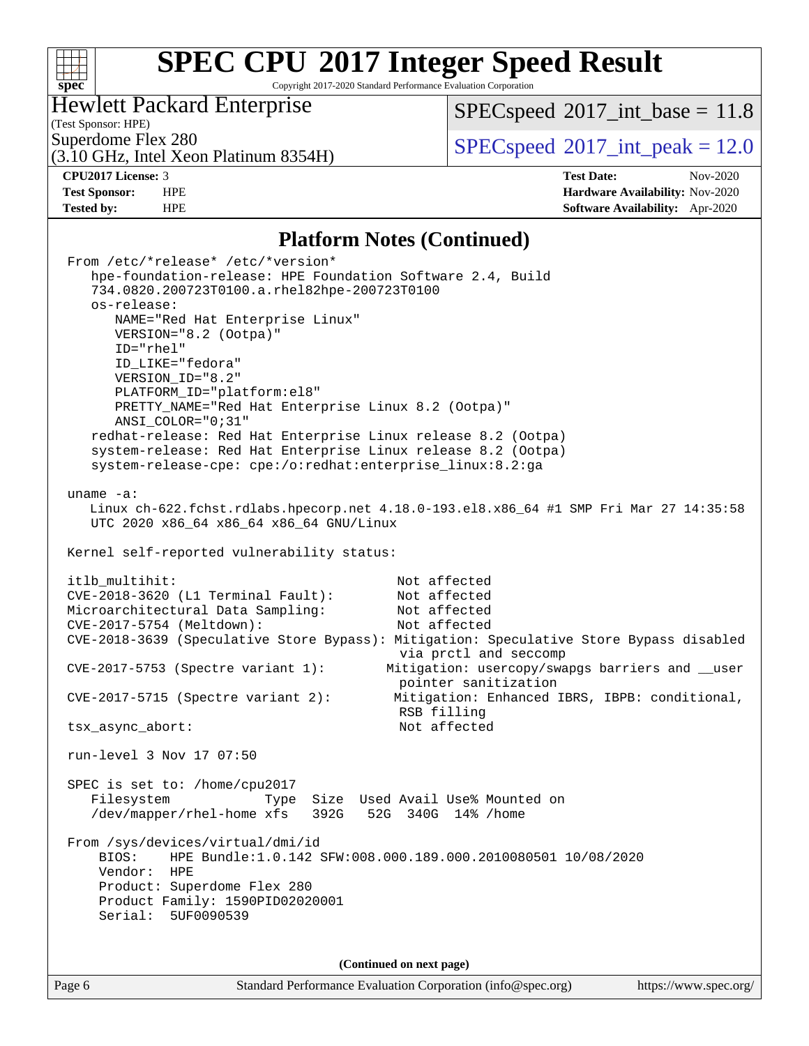# SPEC CPU 2017 Integer Speed Result

Copyright 2017-2020 Standard Performance Evaluation Corporation

**Hewlett Packard Enterprise**
(Test Sponsor: HPE)
Superdome Flex 280
(3.10 GHz, Intel Xeon Platinum 8354H)

SPECspeed 2017_int_base = 11.8
SPECspeed 2017_int_peak = 12.0

**CPU2017 License:** 3
**Test Sponsor:** HPE
**Tested by:** HPE

**Test Date:** Nov-2020
**Hardware Availability:** Nov-2020
**Software Availability:** Apr-2020

## Platform Notes (Continued)

```
From /etc/*release* /etc/*version*
   hpe-foundation-release: HPE Foundation Software 2.4, Build
   734.0820.200723T0100.a.rhel82hpe-200723T0100
   os-release:
      NAME="Red Hat Enterprise Linux"
      VERSION="8.2 (Ootpa)"
      ID="rhel"
      ID_LIKE="fedora"
      VERSION_ID="8.2"
      PLATFORM_ID="platform:el8"
      PRETTY_NAME="Red Hat Enterprise Linux 8.2 (Ootpa)"
      ANSI_COLOR="0;31"
   redhat-release: Red Hat Enterprise Linux release 8.2 (Ootpa)
   system-release: Red Hat Enterprise Linux release 8.2 (Ootpa)
   system-release-cpe: cpe:/o:redhat:enterprise_linux:8.2:ga

uname -a:
   Linux ch-622.fchst.rdlabs.hpecorp.net 4.18.0-193.el8.x86_64 #1 SMP Fri Mar 27 14:35:58
   UTC 2020 x86_64 x86_64 x86_64 GNU/Linux

Kernel self-reported vulnerability status:

itlb_multihit:                                    Not affected
CVE-2018-3620 (L1 Terminal Fault):                Not affected
Microarchitectural Data Sampling:                 Not affected
CVE-2017-5754 (Meltdown):                         Not affected
CVE-2018-3639 (Speculative Store Bypass): Mitigation: Speculative Store Bypass disabled
                                                   via prctl and seccomp
CVE-2017-5753 (Spectre variant 1):              Mitigation: usercopy/swapgs barriers and __user
                                                   pointer sanitization
CVE-2017-5715 (Spectre variant 2):               Mitigation: Enhanced IBRS, IBPB: conditional,
                                                   RSB filling
tsx_async_abort:                                  Not affected

run-level 3 Nov 17 07:50

SPEC is set to: /home/cpu2017
   Filesystem            Type  Size  Used Avail Use% Mounted on
   /dev/mapper/rhel-home xfs   392G   52G  340G  14% /home

From /sys/devices/virtual/dmi/id
    BIOS:    HPE Bundle:1.0.142 SFW:008.000.189.000.2010080501 10/08/2020
    Vendor:  HPE
    Product: Superdome Flex 280
    Product Family: 1590PID02020001
    Serial:  5UF0090539
```

(Continued on next page)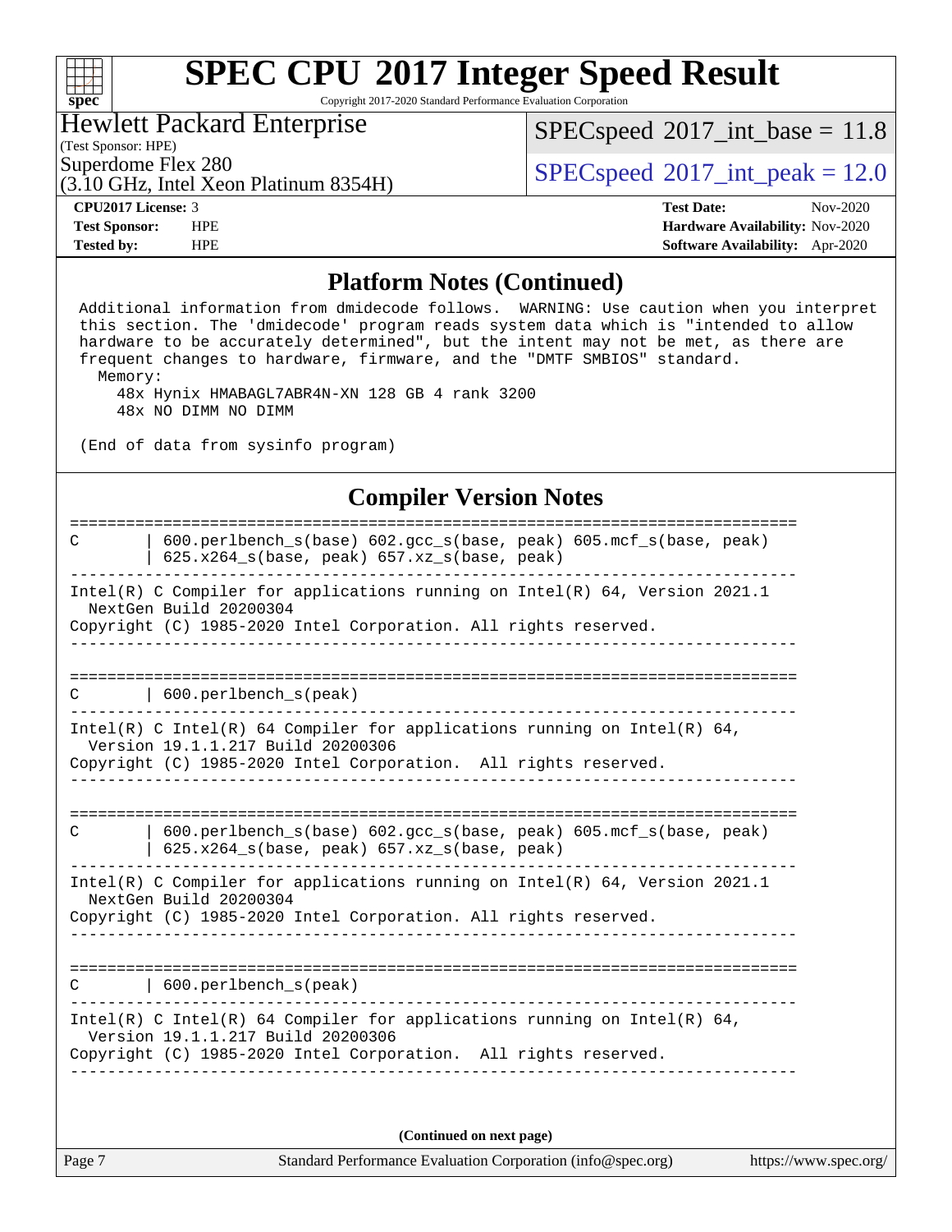# SPEC CPU 2017 Integer Speed Result

Copyright 2017-2020 Standard Performance Evaluation Corporation

**Hewlett Packard Enterprise**
(Test Sponsor: HPE)
Superdome Flex 280
(3.10 GHz, Intel Xeon Platinum 8354H)

SPECspeed 2017_int_base = 11.8
SPECspeed 2017_int_peak = 12.0

| | | | |
|---|---|---|---|
| **CPU2017 License:** | 3 | **Test Date:** | Nov-2020 |
| **Test Sponsor:** | HPE | **Hardware Availability:** | Nov-2020 |
| **Tested by:** | HPE | **Software Availability:** | Apr-2020 |

## Platform Notes (Continued)

```
 Additional information from dmidecode follows.  WARNING: Use caution when you interpret
 this section. The 'dmidecode' program reads system data which is "intended to allow
 hardware to be accurately determined", but the intent may not be met, as there are
 frequent changes to hardware, firmware, and the "DMTF SMBIOS" standard.
   Memory:
     48x Hynix HMABAGL7ABR4N-XN 128 GB 4 rank 3200
     48x NO DIMM NO DIMM

 (End of data from sysinfo program)
```

## Compiler Version Notes

```
==============================================================================
C       | 600.perlbench_s(base) 602.gcc_s(base, peak) 605.mcf_s(base, peak)
        | 625.x264_s(base, peak) 657.xz_s(base, peak)
------------------------------------------------------------------------------
Intel(R) C Compiler for applications running on Intel(R) 64, Version 2021.1
  NextGen Build 20200304
Copyright (C) 1985-2020 Intel Corporation. All rights reserved.
------------------------------------------------------------------------------

==============================================================================
C       | 600.perlbench_s(peak)
------------------------------------------------------------------------------
Intel(R) C Intel(R) 64 Compiler for applications running on Intel(R) 64,
  Version 19.1.1.217 Build 20200306
Copyright (C) 1985-2020 Intel Corporation.  All rights reserved.
------------------------------------------------------------------------------

==============================================================================
C       | 600.perlbench_s(base) 602.gcc_s(base, peak) 605.mcf_s(base, peak)
        | 625.x264_s(base, peak) 657.xz_s(base, peak)
------------------------------------------------------------------------------
Intel(R) C Compiler for applications running on Intel(R) 64, Version 2021.1
  NextGen Build 20200304
Copyright (C) 1985-2020 Intel Corporation. All rights reserved.
------------------------------------------------------------------------------

==============================================================================
C       | 600.perlbench_s(peak)
------------------------------------------------------------------------------
Intel(R) C Intel(R) 64 Compiler for applications running on Intel(R) 64,
  Version 19.1.1.217 Build 20200306
Copyright (C) 1985-2020 Intel Corporation.  All rights reserved.
------------------------------------------------------------------------------
```

(Continued on next page)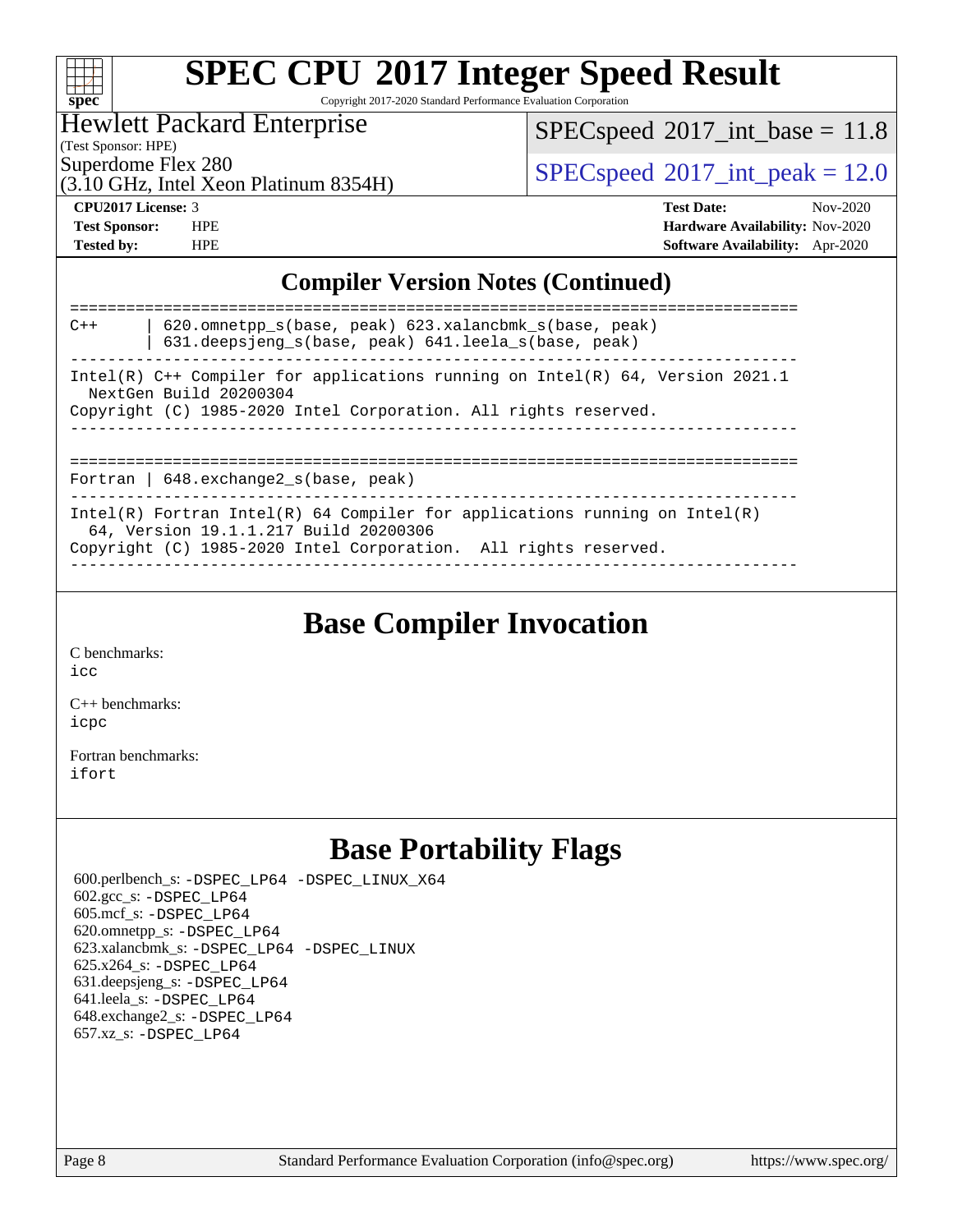# SPEC CPU 2017 Integer Speed Result

Copyright 2017-2020 Standard Performance Evaluation Corporation

**Hewlett Packard Enterprise**
(Test Sponsor: HPE)
Superdome Flex 280
(3.10 GHz, Intel Xeon Platinum 8354H)

SPECspeed 2017_int_base = 11.8

SPECspeed 2017_int_peak = 12.0

**CPU2017 License:** 3
**Test Sponsor:** HPE
**Tested by:** HPE

**Test Date:** Nov-2020
**Hardware Availability:** Nov-2020
**Software Availability:** Apr-2020

## Compiler Version Notes (Continued)

```
==============================================================================
C++      | 620.omnetpp_s(base, peak) 623.xalancbmk_s(base, peak)
         | 631.deepsjeng_s(base, peak) 641.leela_s(base, peak)
------------------------------------------------------------------------------
Intel(R) C++ Compiler for applications running on Intel(R) 64, Version 2021.1
  NextGen Build 20200304
Copyright (C) 1985-2020 Intel Corporation. All rights reserved.
------------------------------------------------------------------------------

==============================================================================
Fortran | 648.exchange2_s(base, peak)
------------------------------------------------------------------------------
Intel(R) Fortran Intel(R) 64 Compiler for applications running on Intel(R)
  64, Version 19.1.1.217 Build 20200306
Copyright (C) 1985-2020 Intel Corporation.  All rights reserved.
------------------------------------------------------------------------------
```

## Base Compiler Invocation

C benchmarks:
icc

C++ benchmarks:
icpc

Fortran benchmarks:
ifort

## Base Portability Flags

600.perlbench_s: -DSPEC_LP64 -DSPEC_LINUX_X64
602.gcc_s: -DSPEC_LP64
605.mcf_s: -DSPEC_LP64
620.omnetpp_s: -DSPEC_LP64
623.xalancbmk_s: -DSPEC_LP64 -DSPEC_LINUX
625.x264_s: -DSPEC_LP64
631.deepsjeng_s: -DSPEC_LP64
641.leela_s: -DSPEC_LP64
648.exchange2_s: -DSPEC_LP64
657.xz_s: -DSPEC_LP64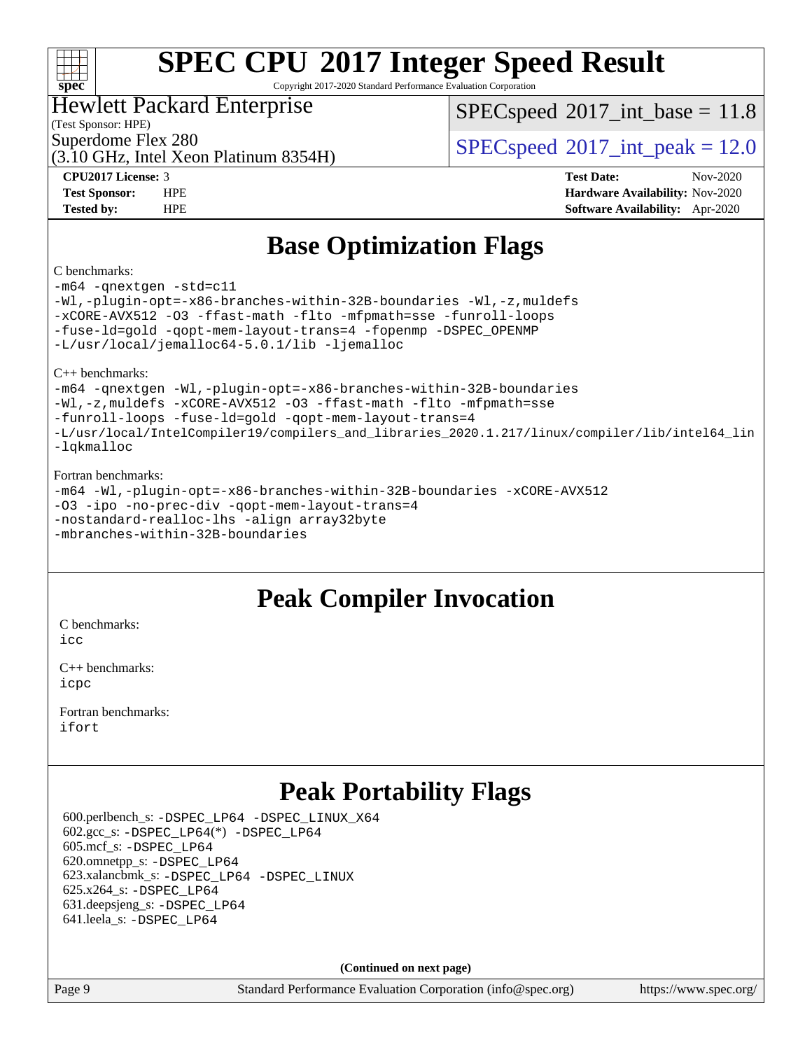# SPEC CPU 2017 Integer Speed Result

Copyright 2017-2020 Standard Performance Evaluation Corporation

Hewlett Packard Enterprise
(Test Sponsor: HPE)
Superdome Flex 280
(3.10 GHz, Intel Xeon Platinum 8354H)

SPECspeed 2017_int_base = 11.8

SPECspeed 2017_int_peak = 12.0

**CPU2017 License:** 3
**Test Sponsor:** HPE
**Tested by:** HPE

**Test Date:** Nov-2020
**Hardware Availability:** Nov-2020
**Software Availability:** Apr-2020

## Base Optimization Flags

C benchmarks:

```
-m64 -qnextgen -std=c11
-Wl,-plugin-opt=-x86-branches-within-32B-boundaries -Wl,-z,muldefs
-xCORE-AVX512 -O3 -ffast-math -flto -mfpmath=sse -funroll-loops
-fuse-ld=gold -qopt-mem-layout-trans=4 -fopenmp -DSPEC_OPENMP
-L/usr/local/jemalloc64-5.0.1/lib -ljemalloc
```

C++ benchmarks:

```
-m64 -qnextgen -Wl,-plugin-opt=-x86-branches-within-32B-boundaries
-Wl,-z,muldefs -xCORE-AVX512 -O3 -ffast-math -flto -mfpmath=sse
-funroll-loops -fuse-ld=gold -qopt-mem-layout-trans=4
-L/usr/local/IntelCompiler19/compilers_and_libraries_2020.1.217/linux/compiler/lib/intel64_lin
-lqkmalloc
```

Fortran benchmarks:

```
-m64 -Wl,-plugin-opt=-x86-branches-within-32B-boundaries -xCORE-AVX512
-O3 -ipo -no-prec-div -qopt-mem-layout-trans=4
-nostandard-realloc-lhs -align array32byte
-mbranches-within-32B-boundaries
```

## Peak Compiler Invocation

C benchmarks:
`icc`

C++ benchmarks:
`icpc`

Fortran benchmarks:
`ifort`

## Peak Portability Flags

600.perlbench_s: `-DSPEC_LP64 -DSPEC_LINUX_X64`
602.gcc_s: `-DSPEC_LP64(*) -DSPEC_LP64`
605.mcf_s: `-DSPEC_LP64`
620.omnetpp_s: `-DSPEC_LP64`
623.xalancbmk_s: `-DSPEC_LP64 -DSPEC_LINUX`
625.x264_s: `-DSPEC_LP64`
631.deepsjeng_s: `-DSPEC_LP64`
641.leela_s: `-DSPEC_LP64`

**(Continued on next page)**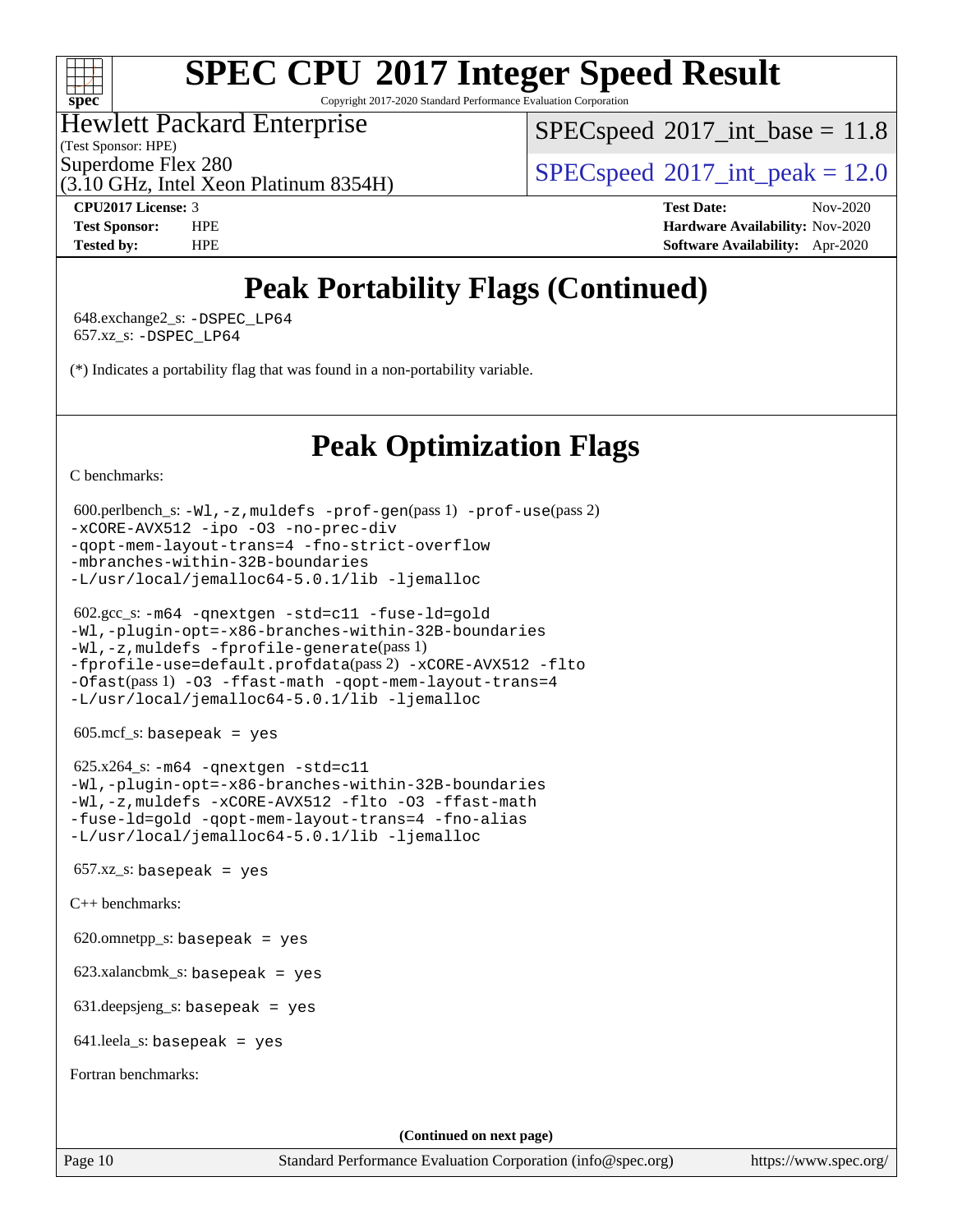# SPEC CPU 2017 Integer Speed Result

Copyright 2017-2020 Standard Performance Evaluation Corporation

Hewlett Packard Enterprise
(Test Sponsor: HPE)
Superdome Flex 280
(3.10 GHz, Intel Xeon Platinum 8354H)

SPECspeed 2017_int_base = 11.8

SPECspeed 2017_int_peak = 12.0

**CPU2017 License:** 3
**Test Sponsor:** HPE
**Tested by:** HPE

**Test Date:** Nov-2020
**Hardware Availability:** Nov-2020
**Software Availability:** Apr-2020

## Peak Portability Flags (Continued)

648.exchange2_s: -DSPEC_LP64
657.xz_s: -DSPEC_LP64

(*) Indicates a portability flag that was found in a non-portability variable.

## Peak Optimization Flags

C benchmarks:

600.perlbench_s: -Wl,-z,muldefs -prof-gen(pass 1) -prof-use(pass 2) -xCORE-AVX512 -ipo -O3 -no-prec-div -qopt-mem-layout-trans=4 -fno-strict-overflow -mbranches-within-32B-boundaries -L/usr/local/jemalloc64-5.0.1/lib -ljemalloc

602.gcc_s: -m64 -qnextgen -std=c11 -fuse-ld=gold -Wl,-plugin-opt=-x86-branches-within-32B-boundaries -Wl,-z,muldefs -fprofile-generate(pass 1) -fprofile-use=default.profdata(pass 2) -xCORE-AVX512 -flto -Ofast(pass 1) -O3 -ffast-math -qopt-mem-layout-trans=4 -L/usr/local/jemalloc64-5.0.1/lib -ljemalloc

605.mcf_s: basepeak = yes

625.x264_s: -m64 -qnextgen -std=c11 -Wl,-plugin-opt=-x86-branches-within-32B-boundaries -Wl,-z,muldefs -xCORE-AVX512 -flto -O3 -ffast-math -fuse-ld=gold -qopt-mem-layout-trans=4 -fno-alias -L/usr/local/jemalloc64-5.0.1/lib -ljemalloc

657.xz_s: basepeak = yes

C++ benchmarks:

620.omnetpp_s: basepeak = yes

623.xalancbmk_s: basepeak = yes

631.deepsjeng_s: basepeak = yes

641.leela_s: basepeak = yes

Fortran benchmarks:

(Continued on next page)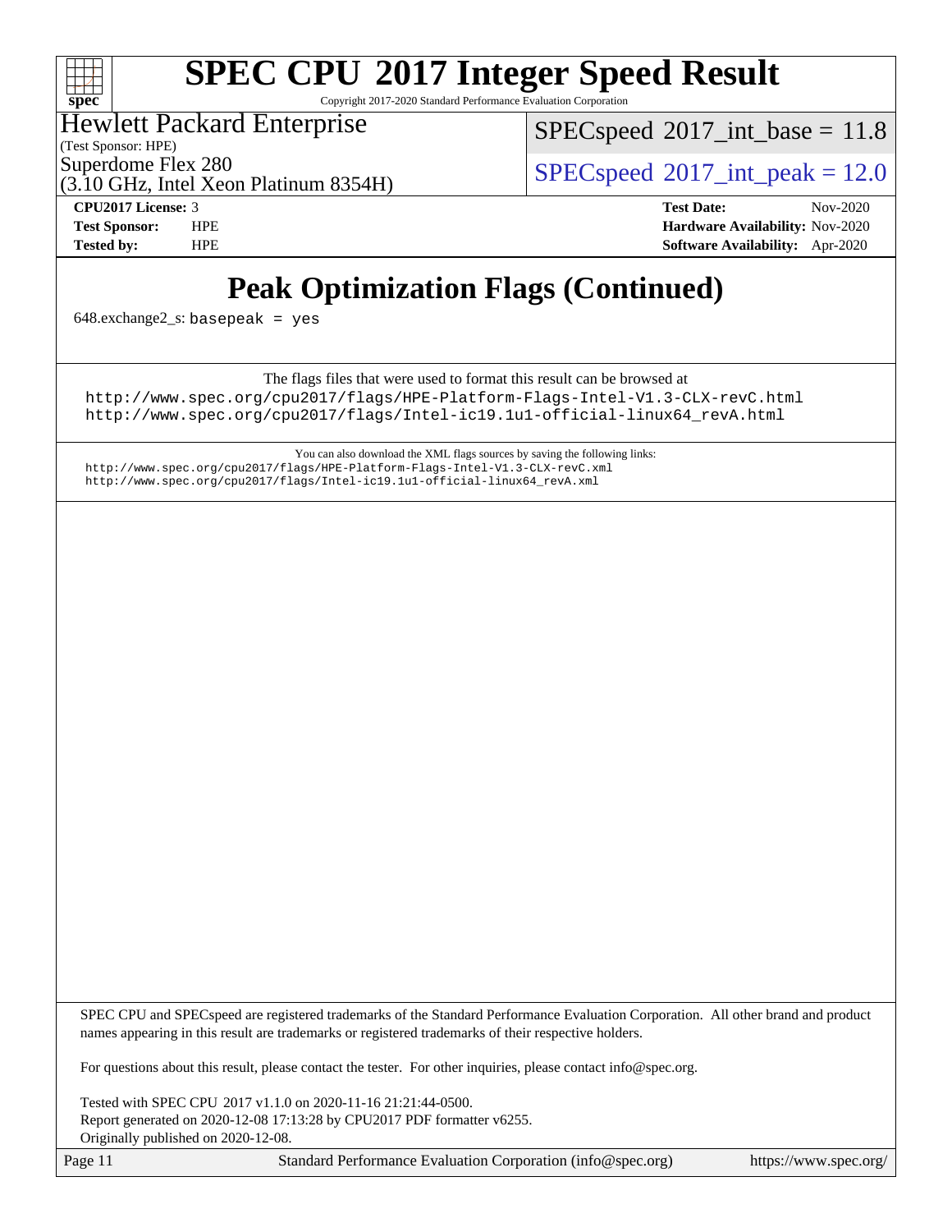# Peak Optimization Flags (Continued)

648.exchange2_s: basepeak = yes

The flags files that were used to format this result can be browsed at
http://www.spec.org/cpu2017/flags/HPE-Platform-Flags-Intel-V1.3-CLX-revC.html
http://www.spec.org/cpu2017/flags/Intel-ic19.1u1-official-linux64_revA.html

You can also download the XML flags sources by saving the following links:
http://www.spec.org/cpu2017/flags/HPE-Platform-Flags-Intel-V1.3-CLX-revC.xml
http://www.spec.org/cpu2017/flags/Intel-ic19.1u1-official-linux64_revA.xml

SPEC CPU and SPECspeed are registered trademarks of the Standard Performance Evaluation Corporation. All other brand and product names appearing in this result are trademarks or registered trademarks of their respective holders.

For questions about this result, please contact the tester. For other inquiries, please contact info@spec.org.

Tested with SPEC CPU 2017 v1.1.0 on 2020-11-16 21:21:44-0500.
Report generated on 2020-12-08 17:13:28 by CPU2017 PDF formatter v6255.
Originally published on 2020-12-08.